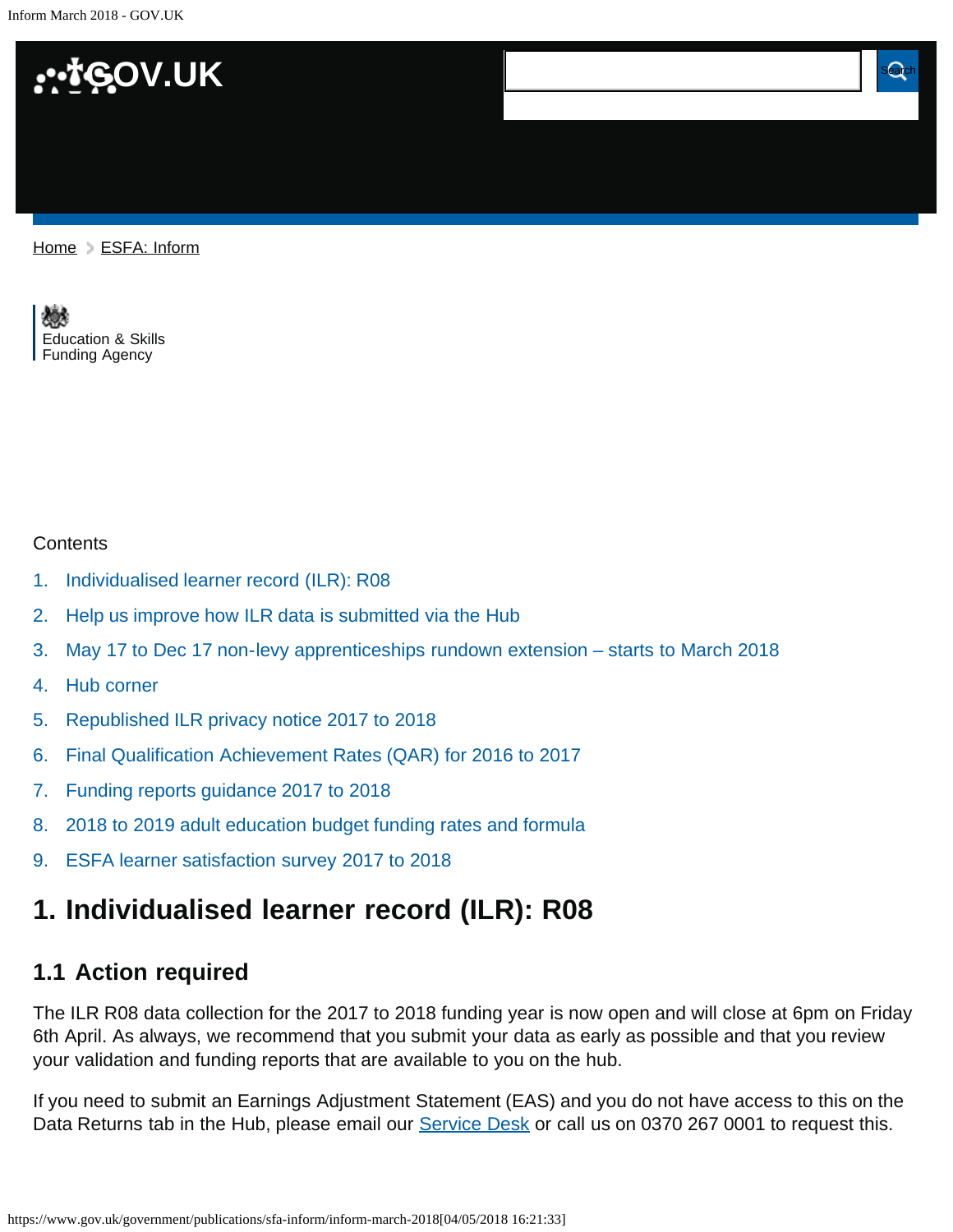Home > ESFA: Inform

Education & Skills Funding Agency

Contents

1. Individualised learner record (ILR): R08
2. Help us improve how ILR data is submitted via the Hub
3. May 17 to Dec 17 non-levy apprenticeships rundown extension – starts to March 2018
4. Hub corner
5. Republished ILR privacy notice 2017 to 2018
6. Final Qualification Achievement Rates (QAR) for 2016 to 2017
7. Funding reports guidance 2017 to 2018
8. 2018 to 2019 adult education budget funding rates and formula
9. ESFA learner satisfaction survey 2017 to 2018

# 1. Individualised learner record (ILR): R08

## 1.1 Action required

The ILR R08 data collection for the 2017 to 2018 funding year is now open and will close at 6pm on Friday 6th April. As always, we recommend that you submit your data as early as possible and that you review your validation and funding reports that are available to you on the hub.

If you need to submit an Earnings Adjustment Statement (EAS) and you do not have access to this on the Data Returns tab in the Hub, please email our Service Desk or call us on 0370 267 0001 to request this.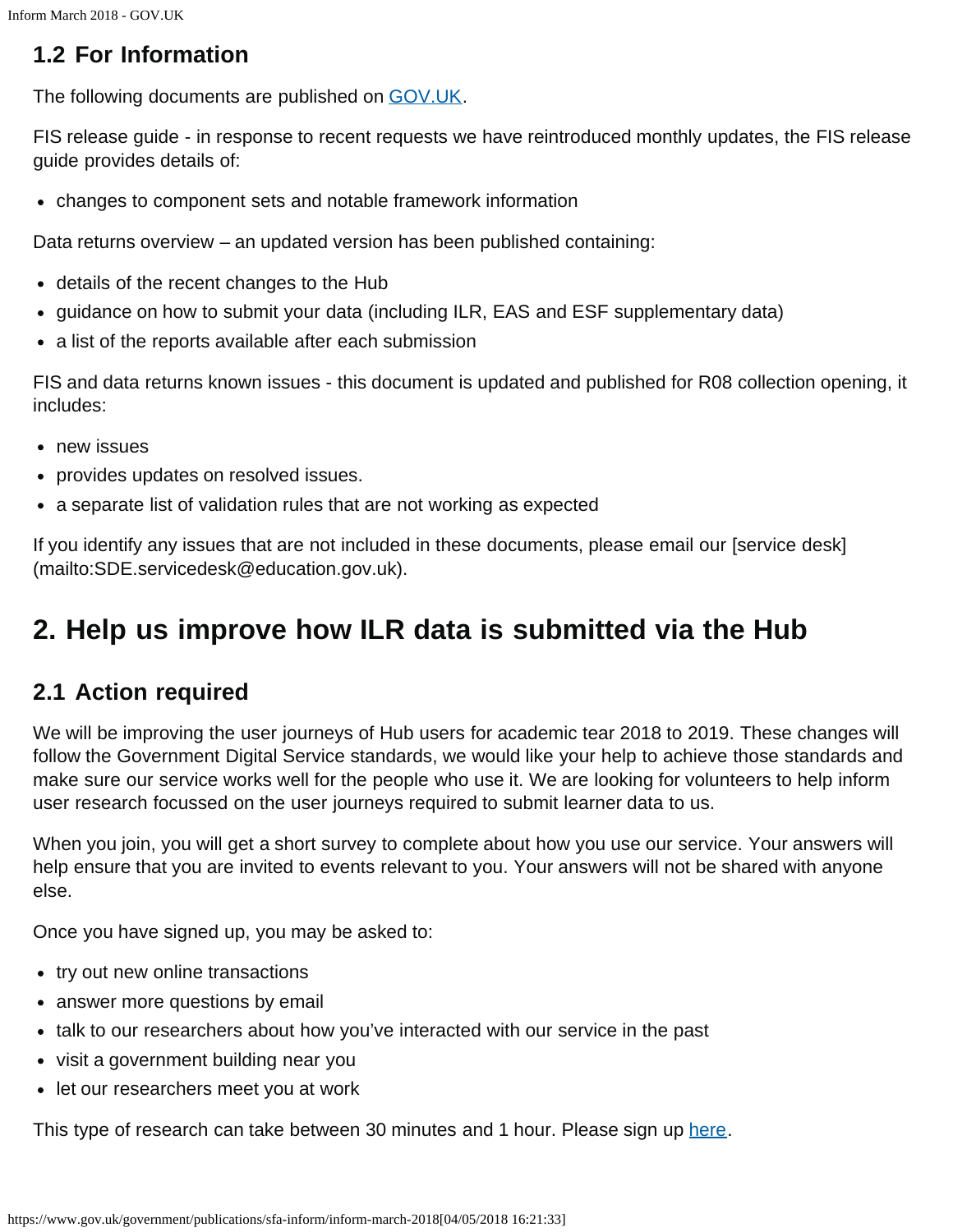### 1.2 For Information

The following documents are published on [GOV.UK](https://www.gov.uk).

FIS release guide - in response to recent requests we have reintroduced monthly updates, the FIS release guide provides details of:

- changes to component sets and notable framework information

Data returns overview – an updated version has been published containing:

- details of the recent changes to the Hub
- guidance on how to submit your data (including ILR, EAS and ESF supplementary data)
- a list of the reports available after each submission

FIS and data returns known issues - this document is updated and published for R08 collection opening, it includes:

- new issues
- provides updates on resolved issues.
- a separate list of validation rules that are not working as expected

If you identify any issues that are not included in these documents, please email our [service desk](mailto:SDE.servicedesk@education.gov.uk).

## 2. Help us improve how ILR data is submitted via the Hub

### 2.1 Action required

We will be improving the user journeys of Hub users for academic tear 2018 to 2019. These changes will follow the Government Digital Service standards, we would like your help to achieve those standards and make sure our service works well for the people who use it. We are looking for volunteers to help inform user research focussed on the user journeys required to submit learner data to us.

When you join, you will get a short survey to complete about how you use our service. Your answers will help ensure that you are invited to events relevant to you. Your answers will not be shared with anyone else.

Once you have signed up, you may be asked to:

- try out new online transactions
- answer more questions by email
- talk to our researchers about how you've interacted with our service in the past
- visit a government building near you
- let our researchers meet you at work

This type of research can take between 30 minutes and 1 hour. Please sign up here.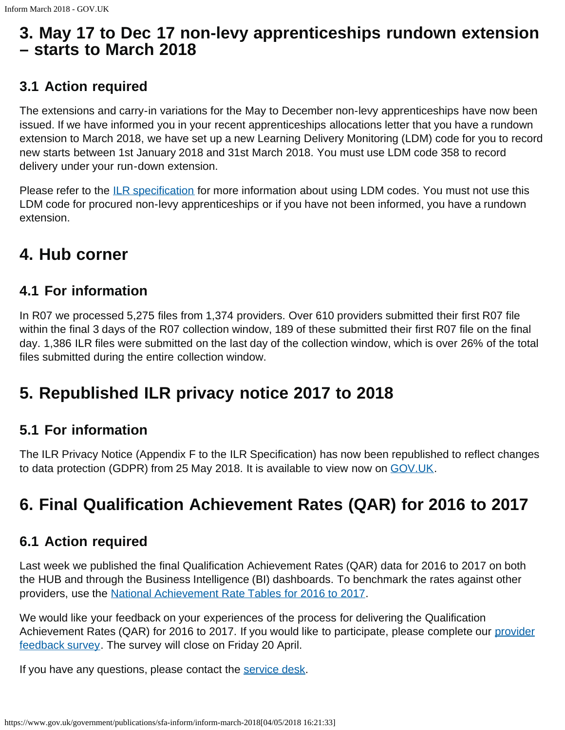## 3. May 17 to Dec 17 non-levy apprenticeships rundown extension – starts to March 2018

### 3.1 Action required

The extensions and carry-in variations for the May to December non-levy apprenticeships have now been issued. If we have informed you in your recent apprenticeships allocations letter that you have a rundown extension to March 2018, we have set up a new Learning Delivery Monitoring (LDM) code for you to record new starts between 1st January 2018 and 31st March 2018. You must use LDM code 358 to record delivery under your run-down extension.

Please refer to the ILR specification for more information about using LDM codes. You must not use this LDM code for procured non-levy apprenticeships or if you have not been informed, you have a rundown extension.

## 4. Hub corner

### 4.1 For information

In R07 we processed 5,275 files from 1,374 providers. Over 610 providers submitted their first R07 file within the final 3 days of the R07 collection window, 189 of these submitted their first R07 file on the final day. 1,386 ILR files were submitted on the last day of the collection window, which is over 26% of the total files submitted during the entire collection window.

## 5. Republished ILR privacy notice 2017 to 2018

### 5.1 For information

The ILR Privacy Notice (Appendix F to the ILR Specification) has now been republished to reflect changes to data protection (GDPR) from 25 May 2018. It is available to view now on GOV.UK.

## 6. Final Qualification Achievement Rates (QAR) for 2016 to 2017

### 6.1 Action required

Last week we published the final Qualification Achievement Rates (QAR) data for 2016 to 2017 on both the HUB and through the Business Intelligence (BI) dashboards. To benchmark the rates against other providers, use the National Achievement Rate Tables for 2016 to 2017.

We would like your feedback on your experiences of the process for delivering the Qualification Achievement Rates (QAR) for 2016 to 2017. If you would like to participate, please complete our provider feedback survey. The survey will close on Friday 20 April.

If you have any questions, please contact the service desk.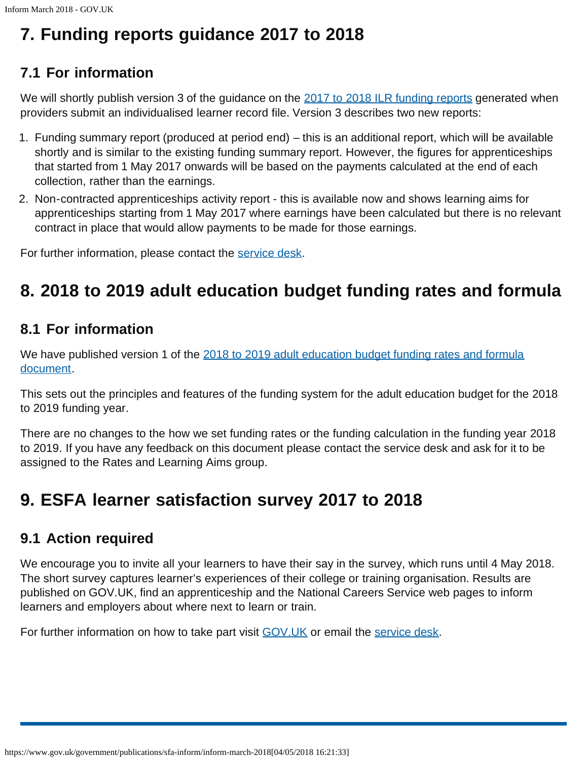## 7. Funding reports guidance 2017 to 2018

### 7.1 For information

We will shortly publish version 3 of the guidance on the 2017 to 2018 ILR funding reports generated when providers submit an individualised learner record file. Version 3 describes two new reports:

1. Funding summary report (produced at period end) – this is an additional report, which will be available shortly and is similar to the existing funding summary report. However, the figures for apprenticeships that started from 1 May 2017 onwards will be based on the payments calculated at the end of each collection, rather than the earnings.
2. Non-contracted apprenticeships activity report - this is available now and shows learning aims for apprenticeships starting from 1 May 2017 where earnings have been calculated but there is no relevant contract in place that would allow payments to be made for those earnings.

For further information, please contact the service desk.

## 8. 2018 to 2019 adult education budget funding rates and formula

### 8.1 For information

We have published version 1 of the 2018 to 2019 adult education budget funding rates and formula document.

This sets out the principles and features of the funding system for the adult education budget for the 2018 to 2019 funding year.

There are no changes to the how we set funding rates or the funding calculation in the funding year 2018 to 2019. If you have any feedback on this document please contact the service desk and ask for it to be assigned to the Rates and Learning Aims group.

## 9. ESFA learner satisfaction survey 2017 to 2018

### 9.1 Action required

We encourage you to invite all your learners to have their say in the survey, which runs until 4 May 2018. The short survey captures learner's experiences of their college or training organisation. Results are published on GOV.UK, find an apprenticeship and the National Careers Service web pages to inform learners and employers about where next to learn or train.

For further information on how to take part visit GOV.UK or email the service desk.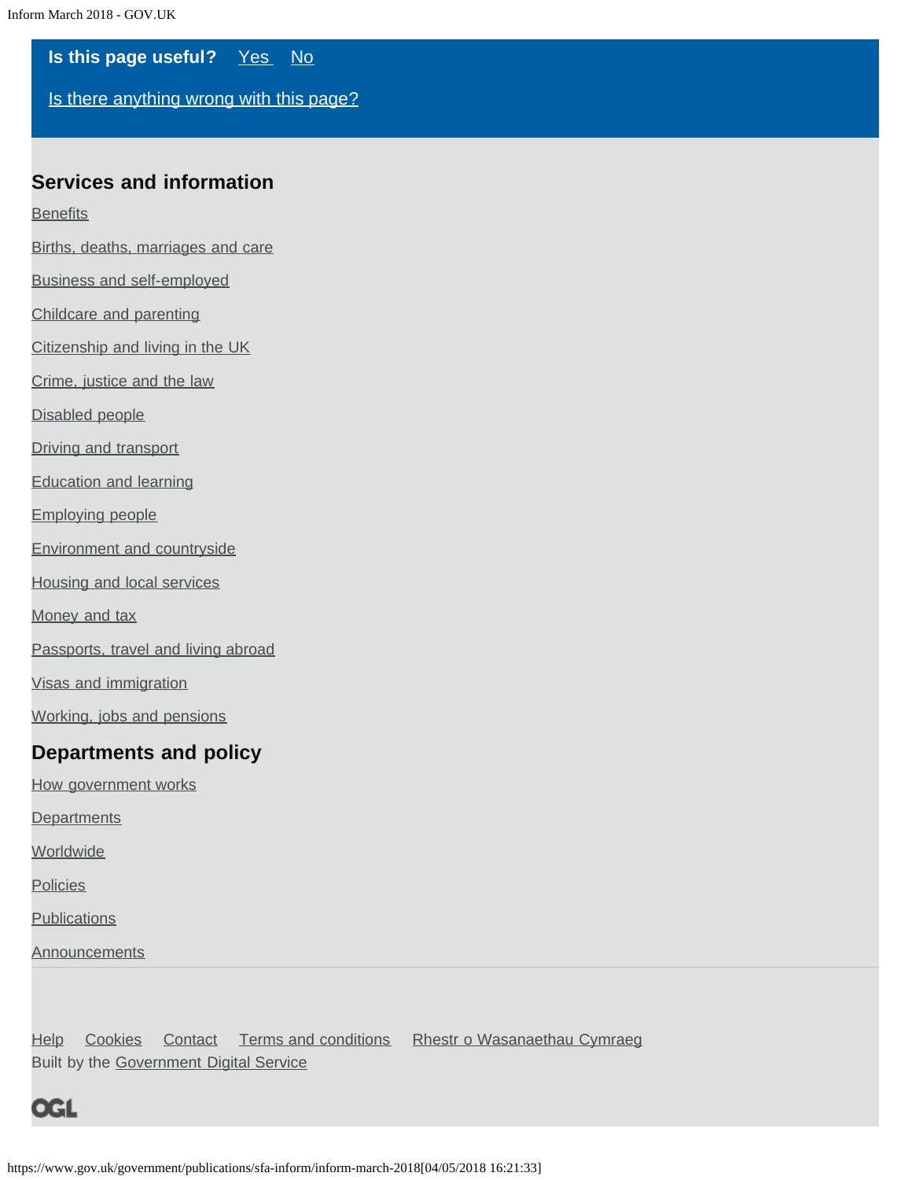**Is this page useful?** Yes No

Is there anything wrong with this page?

## Services and information

- Benefits
- Births, deaths, marriages and care
- Business and self-employed
- Childcare and parenting
- Citizenship and living in the UK
- Crime, justice and the law
- Disabled people
- Driving and transport
- Education and learning
- Employing people
- Environment and countryside
- Housing and local services
- Money and tax
- Passports, travel and living abroad
- Visas and immigration
- Working, jobs and pensions

## Departments and policy

- How government works
- Departments
- Worldwide
- Policies
- Publications
- Announcements

Help Cookies Contact Terms and conditions Rhestr o Wasanaethau Cymraeg

Built by the Government Digital Service

OGL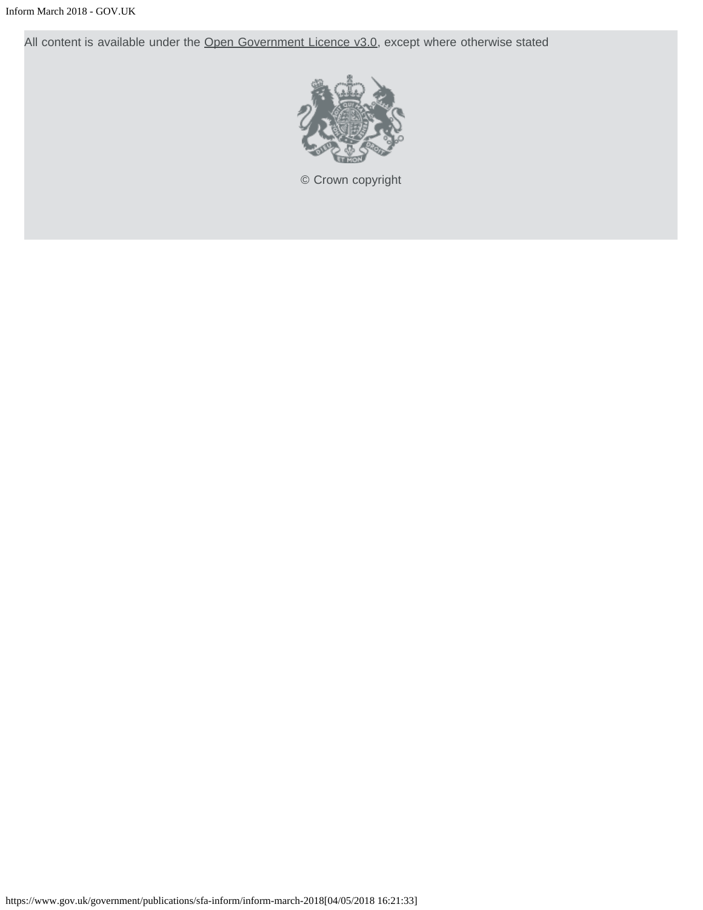All content is available under the Open Government Licence v3.0, except where otherwise stated

© Crown copyright